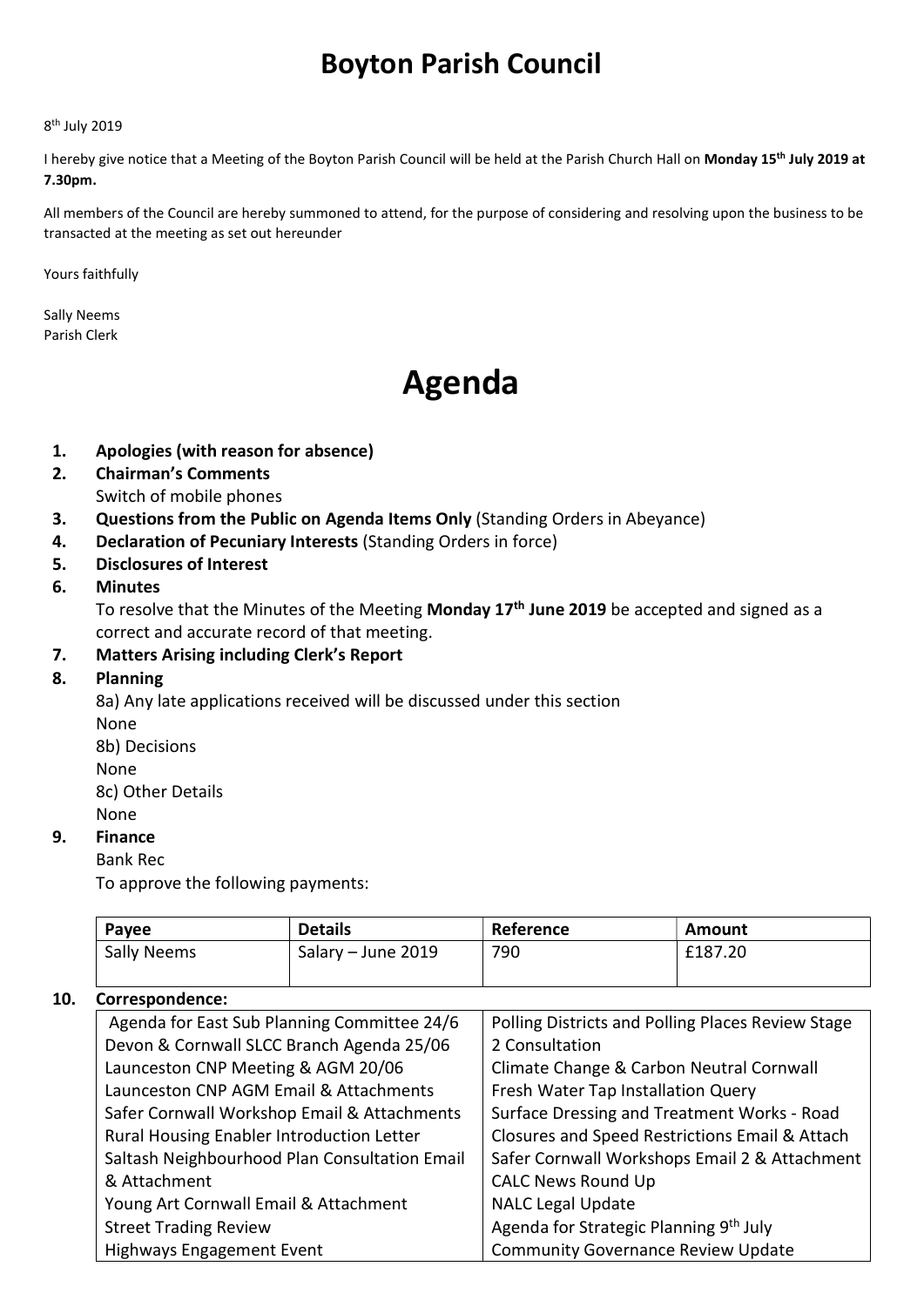# Boyton Parish Council

8th July 2019

I hereby give notice that a Meeting of the Boyton Parish Council will be held at the Parish Church Hall on **Monday 15th July 2019 at 7.30pm.**

All members of the Council are hereby summoned to attend, for the purpose of considering and resolving upon the business to be transacted at the meeting as set out hereunder

Yours faithfully

Sally Neems
Parish Clerk

# Agenda

1. **Apologies (with reason for absence)**
2. **Chairman's Comments**
   Switch of mobile phones
3. **Questions from the Public on Agenda Items Only** (Standing Orders in Abeyance)
4. **Declaration of Pecuniary Interests** (Standing Orders in force)
5. **Disclosures of Interest**
6. **Minutes**
   To resolve that the Minutes of the Meeting **Monday 17th June 2019** be accepted and signed as a correct and accurate record of that meeting.
7. **Matters Arising including Clerk's Report**
8. **Planning**
   8a) Any late applications received will be discussed under this section
   None
   8b) Decisions
   None
   8c) Other Details
   None
9. **Finance**
   Bank Rec
   To approve the following payments:

| Payee | Details | Reference | Amount |
|---|---|---|---|
| Sally Neems | Salary – June 2019 | 790 | £187.20 |

10. **Correspondence:**

| | |
|---|---|
| Agenda for East Sub Planning Committee 24/6 | Polling Districts and Polling Places Review Stage 2 Consultation |
| Devon & Cornwall SLCC Branch Agenda 25/06 | Climate Change & Carbon Neutral Cornwall |
| Launceston CNP Meeting & AGM 20/06 | Fresh Water Tap Installation Query |
| Launceston CNP AGM Email & Attachments | Surface Dressing and Treatment Works - Road Closures and Speed Restrictions Email & Attach |
| Safer Cornwall Workshop Email & Attachments | Safer Cornwall Workshops Email 2 & Attachment |
| Rural Housing Enabler Introduction Letter | CALC News Round Up |
| Saltash Neighbourhood Plan Consultation Email & Attachment | NALC Legal Update |
| Young Art Cornwall Email & Attachment | Agenda for Strategic Planning 9th July |
| Street Trading Review | Community Governance Review Update |
| Highways Engagement Event | |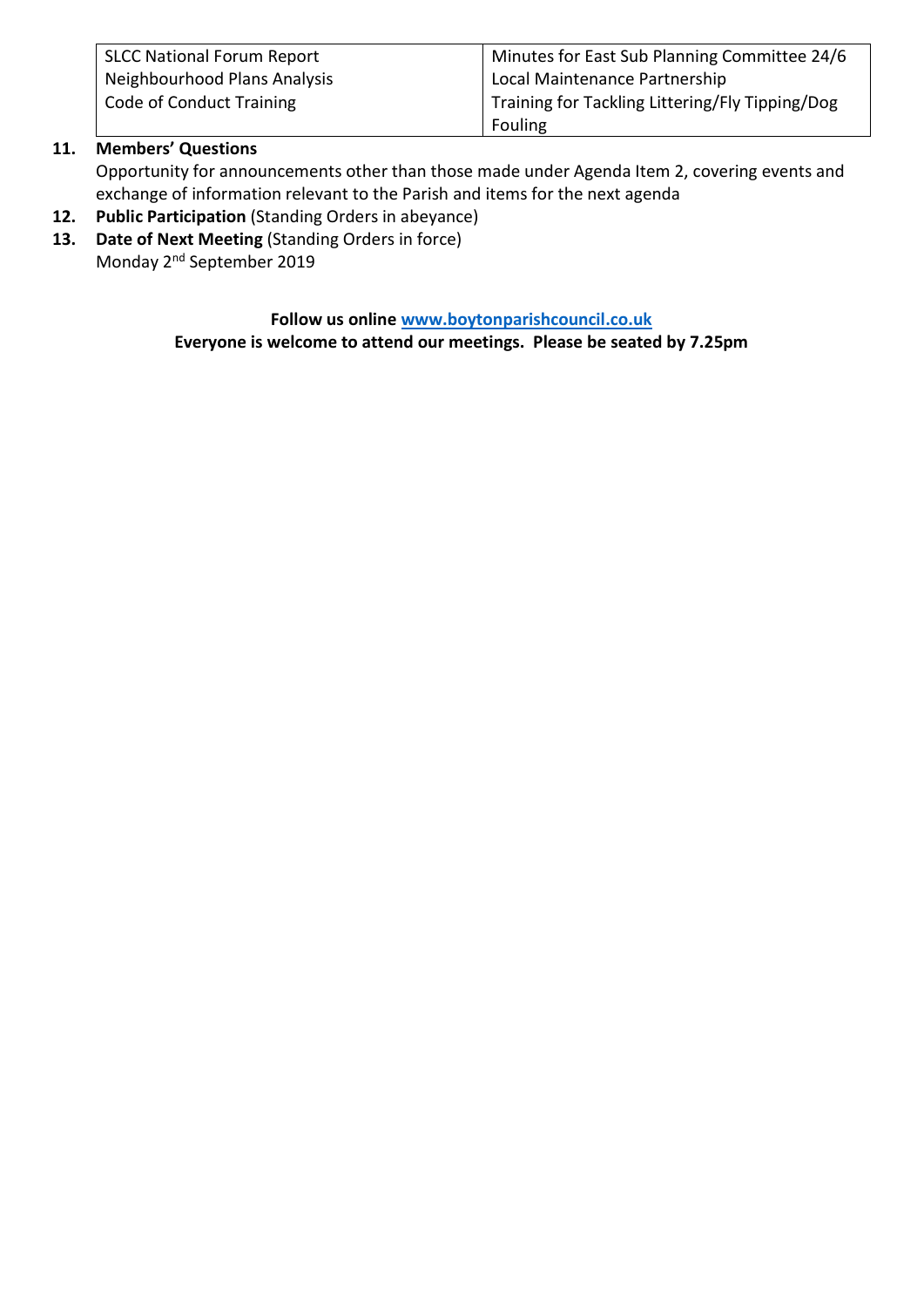| | |
|---|---|
| SLCC National Forum Report | Minutes for East Sub Planning Committee 24/6 |
| Neighbourhood Plans Analysis | Local Maintenance Partnership |
| Code of Conduct Training | Training for Tackling Littering/Fly Tipping/Dog Fouling |

**11. Members' Questions**

Opportunity for announcements other than those made under Agenda Item 2, covering events and exchange of information relevant to the Parish and items for the next agenda

**12. Public Participation** (Standing Orders in abeyance)

**13. Date of Next Meeting** (Standing Orders in force)

Monday 2nd September 2019

**Follow us online [www.boytonparishcouncil.co.uk](http://www.boytonparishcouncil.co.uk)**

**Everyone is welcome to attend our meetings. Please be seated by 7.25pm**